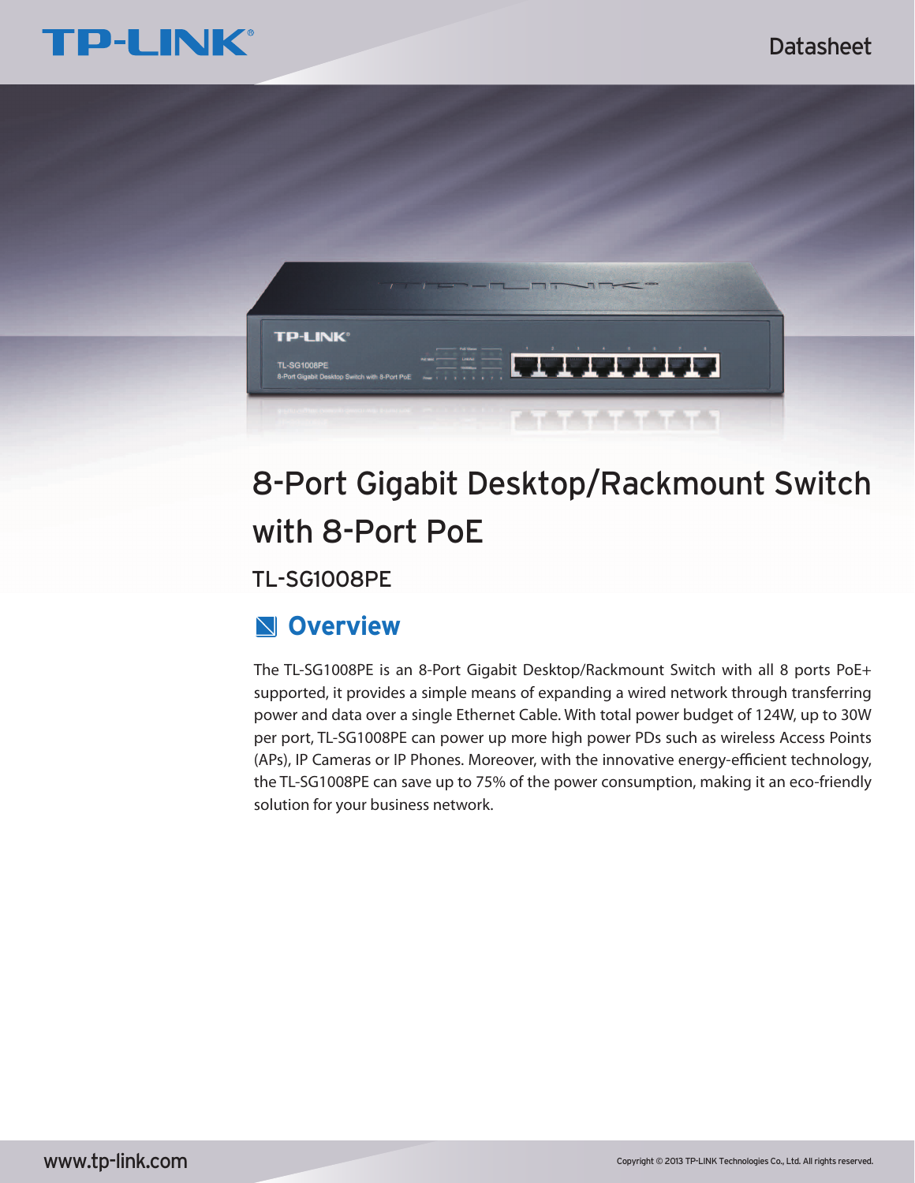TP-LINK

Datasheet

# 8-Port Gigabit Desktop/Rackmount Switch with 8-Port PoE

TL-SG1008PE

## Overview

The TL-SG1008PE is an 8-Port Gigabit Desktop/Rackmount Switch with all 8 ports PoE+ supported, it provides a simple means of expanding a wired network through transferring power and data over a single Ethernet Cable. With total power budget of 124W, up to 30W per port, TL-SG1008PE can power up more high power PDs such as wireless Access Points (APs), IP Cameras or IP Phones. Moreover, with the innovative energy-efficient technology, the TL-SG1008PE can save up to 75% of the power consumption, making it an eco-friendly solution for your business network.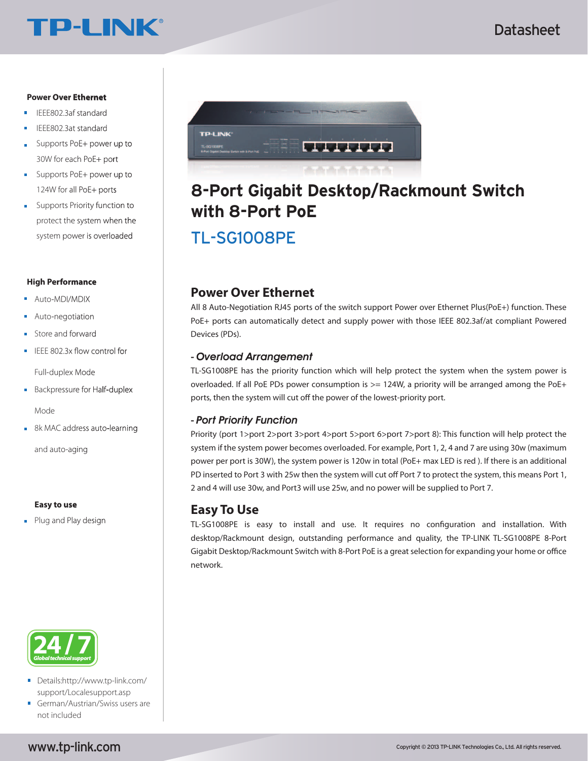# 8-Port Gigabit Desktop/Rackmount Switch with 8-Port PoE

## TL-SG1008PE

**Power Over Ethernet**

- IEEE802.3af standard
- IEEE802.3at standard
- Supports PoE+ power up to 30W for each PoE+ port
- Supports PoE+ power up to 124W for all PoE+ ports
- Supports Priority function to protect the system when the system power is overloaded

**High Performance**

- Auto-MDI/MDIX
- Auto-negotiation
- Store and forward
- IEEE 802.3x flow control for Full-duplex Mode
- Backpressure for Half-duplex Mode
- 8k MAC address auto-learning and auto-aging

**Easy to use**

- Plug and Play design

24 / 7 Global technical support

- Details:http://www.tp-link.com/support/Localesupport.asp
- German/Austrian/Swiss users are not included

## Power Over Ethernet

All 8 Auto-Negotiation RJ45 ports of the switch support Power over Ethernet Plus(PoE+) function. These PoE+ ports can automatically detect and supply power with those IEEE 802.3af/at compliant Powered Devices (PDs).

### *- Overload Arrangement*

TL-SG1008PE has the priority function which will help protect the system when the system power is overloaded. If all PoE PDs power consumption is >= 124W, a priority will be arranged among the PoE+ ports, then the system will cut off the power of the lowest-priority port.

### *- Port Priority Function*

Priority (port 1>port 2>port 3>port 4>port 5>port 6>port 7>port 8): This function will help protect the system if the system power becomes overloaded. For example, Port 1, 2, 4 and 7 are using 30w (maximum power per port is 30W), the system power is 120w in total (PoE+ max LED is red ). If there is an additional PD inserted to Port 3 with 25w then the system will cut off Port 7 to protect the system, this means Port 1, 2 and 4 will use 30w, and Port3 will use 25w, and no power will be supplied to Port 7.

## Easy To Use

TL-SG1008PE is easy to install and use. It requires no configuration and installation. With desktop/Rackmount design, outstanding performance and quality, the TP-LINK TL-SG1008PE 8-Port Gigabit Desktop/Rackmount Switch with 8-Port PoE is a great selection for expanding your home or office network.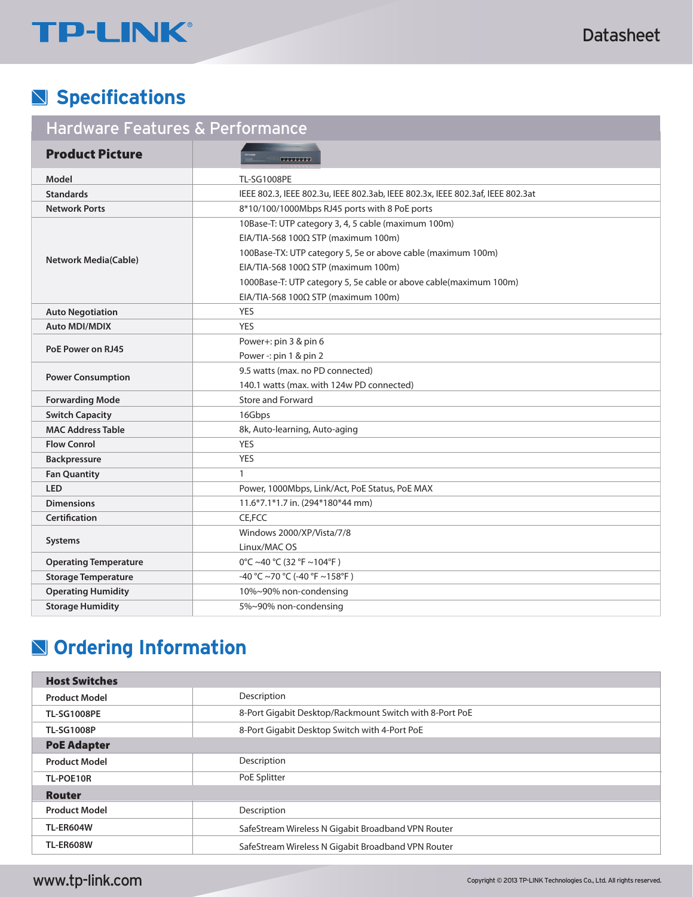## Specifications

| Hardware Features & Performance | |
|---|---|
| **Product Picture** | |
| **Model** | TL-SG1008PE |
| **Standards** | IEEE 802.3, IEEE 802.3u, IEEE 802.3ab, IEEE 802.3x, IEEE 802.3af, IEEE 802.3at |
| **Network Ports** | 8*10/100/1000Mbps RJ45 ports with 8 PoE ports |
| **Network Media(Cable)** | 10Base-T: UTP category 3, 4, 5 cable (maximum 100m)<br>EIA/TIA-568 100Ω STP (maximum 100m)<br>100Base-TX: UTP category 5, 5e or above cable (maximum 100m)<br>EIA/TIA-568 100Ω STP (maximum 100m)<br>1000Base-T: UTP category 5, 5e cable or above cable(maximum 100m)<br>EIA/TIA-568 100Ω STP (maximum 100m) |
| **Auto Negotiation** | YES |
| **Auto MDI/MDIX** | YES |
| **PoE Power on RJ45** | Power+: pin 3 & pin 6<br>Power -: pin 1 & pin 2 |
| **Power Consumption** | 9.5 watts (max. no PD connected)<br>140.1 watts (max. with 124w PD connected) |
| **Forwarding Mode** | Store and Forward |
| **Switch Capacity** | 16Gbps |
| **MAC Address Table** | 8k, Auto-learning, Auto-aging |
| **Flow Conrol** | YES |
| **Backpressure** | YES |
| **Fan Quantity** | 1 |
| **LED** | Power, 1000Mbps, Link/Act, PoE Status, PoE MAX |
| **Dimensions** | 11.6*7.1*1.7 in. (294*180*44 mm) |
| **Certification** | CE,FCC |
| **Systems** | Windows 2000/XP/Vista/7/8<br>Linux/MAC OS |
| **Operating Temperature** | 0°C ~40 °C (32 °F ~104°F ) |
| **Storage Temperature** | -40 °C ~70 °C (-40 °F ~158°F ) |
| **Operating Humidity** | 10%~90% non-condensing |
| **Storage Humidity** | 5%~90% non-condensing |

## Ordering Information

| **Host Switches** | |
|---|---|
| **Product Model** | Description |
| **TL-SG1008PE** | 8-Port Gigabit Desktop/Rackmount Switch with 8-Port PoE |
| **TL-SG1008P** | 8-Port Gigabit Desktop Switch with 4-Port PoE |
| **PoE Adapter** | |
| **Product Model** | Description |
| **TL-POE10R** | PoE Splitter |
| **Router** | |
| **Product Model** | Description |
| **TL-ER604W** | SafeStream Wireless N Gigabit Broadband VPN Router |
| **TL-ER608W** | SafeStream Wireless N Gigabit Broadband VPN Router |

www.tp-link.com

Copyright © 2013 TP-LINK Technologies Co., Ltd. All rights reserved.